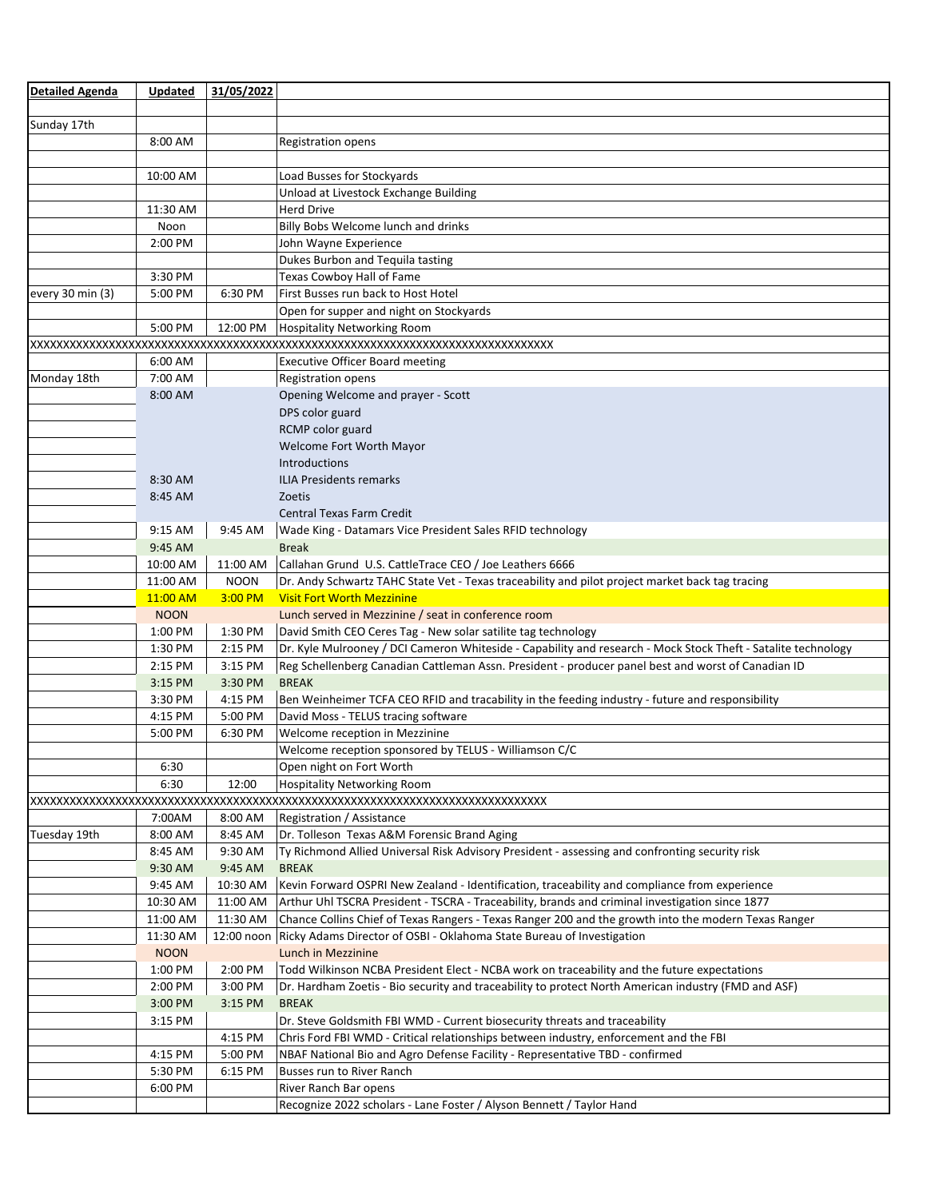| Detailed Agenda | Updated | 31/05/2022 | |
|---|---|---|---|
| | | | |
| Sunday 17th | | | |
| | 8:00 AM | | Registration opens |
| | | | |
| | 10:00 AM | | Load Busses for Stockyards |
| | | | Unload at Livestock Exchange Building |
| | 11:30 AM | | Herd Drive |
| | Noon | | Billy Bobs Welcome lunch and drinks |
| | 2:00 PM | | John Wayne Experience |
| | | | Dukes Burbon and Tequila tasting |
| | 3:30 PM | | Texas Cowboy Hall of Fame |
| every 30 min (3) | 5:00 PM | 6:30 PM | First Busses run back to Host Hotel |
| | | | Open for supper and night on Stockyards |
| | 5:00 PM | 12:00 PM | Hospitality Networking Room |
| XXXXXXXXXXXXXXXXXXXXXXXXXXXXXXXXXXXXXXXXXXXXXXXXXXXXXXXXXXXXXXXXXXXXXXXXXXXXXXXX | | | |
| | 6:00 AM | | Executive Officer Board meeting |
| Monday 18th | 7:00 AM | | Registration opens |
| | 8:00 AM | | Opening Welcome and prayer - Scott |
| | | | DPS color guard |
| | | | RCMP color guard |
| | | | Welcome Fort Worth Mayor |
| | | | Introductions |
| | 8:30 AM | | ILIA Presidents remarks |
| | 8:45 AM | | Zoetis |
| | | | Central Texas Farm Credit |
| | 9:15 AM | 9:45 AM | Wade King - Datamars Vice President Sales RFID technology |
| | 9:45 AM | | Break |
| | 10:00 AM | 11:00 AM | Callahan Grund U.S. CattleTrace CEO / Joe Leathers 6666 |
| | 11:00 AM | NOON | Dr. Andy Schwartz TAHC State Vet - Texas traceability and pilot project market back tag tracing |
| | 11:00 AM | 3:00 PM | Visit Fort Worth Mezzinine |
| | NOON | | Lunch served in Mezzinine / seat in conference room |
| | 1:00 PM | 1:30 PM | David Smith CEO Ceres Tag - New solar satilite tag technology |
| | 1:30 PM | 2:15 PM | Dr. Kyle Mulrooney / DCI Cameron Whiteside - Capability and research - Mock Stock Theft - Satalite technology |
| | 2:15 PM | 3:15 PM | Reg Schellenberg Canadian Cattleman Assn. President - producer panel best and worst of Canadian ID |
| | 3:15 PM | 3:30 PM | BREAK |
| | 3:30 PM | 4:15 PM | Ben Weinheimer TCFA CEO RFID and tracability in the feeding industry - future and responsibility |
| | 4:15 PM | 5:00 PM | David Moss - TELUS tracing software |
| | 5:00 PM | 6:30 PM | Welcome reception in Mezzinine |
| | | | Welcome reception sponsored by TELUS - Williamson C/C |
| | 6:30 | | Open night on Fort Worth |
| | 6:30 | 12:00 | Hospitality Networking Room |
| XXXXXXXXXXXXXXXXXXXXXXXXXXXXXXXXXXXXXXXXXXXXXXXXXXXXXXXXXXXXXXXXXXXXXXXXXXXXXXX | | | |
| | 7:00AM | 8:00 AM | Registration / Assistance |
| Tuesday 19th | 8:00 AM | 8:45 AM | Dr. Tolleson Texas A&M Forensic Brand Aging |
| | 8:45 AM | 9:30 AM | Ty Richmond Allied Universal Risk Advisory President - assessing and confronting security risk |
| | 9:30 AM | 9:45 AM | BREAK |
| | 9:45 AM | 10:30 AM | Kevin Forward OSPRI New Zealand - Identification, traceability and compliance from experience |
| | 10:30 AM | 11:00 AM | Arthur Uhl TSCRA President - TSCRA - Traceability, brands and criminal investigation since 1877 |
| | 11:00 AM | 11:30 AM | Chance Collins Chief of Texas Rangers - Texas Ranger 200 and the growth into the modern Texas Ranger |
| | 11:30 AM | 12:00 noon | Ricky Adams Director of OSBI - Oklahoma State Bureau of Investigation |
| | NOON | | Lunch in Mezzinine |
| | 1:00 PM | 2:00 PM | Todd Wilkinson NCBA President Elect - NCBA work on traceability and the future expectations |
| | 2:00 PM | 3:00 PM | Dr. Hardham Zoetis - Bio security and traceability to protect North American industry (FMD and ASF) |
| | 3:00 PM | 3:15 PM | BREAK |
| | 3:15 PM | | Dr. Steve Goldsmith FBI WMD - Current biosecurity threats and traceability |
| | | 4:15 PM | Chris Ford FBI WMD - Critical relationships between industry, enforcement and the FBI |
| | 4:15 PM | 5:00 PM | NBAF National Bio and Agro Defense Facility - Representative TBD - confirmed |
| | 5:30 PM | 6:15 PM | Busses run to River Ranch |
| | 6:00 PM | | River Ranch Bar opens |
| | | | Recognize 2022 scholars - Lane Foster / Alyson Bennett / Taylor Hand |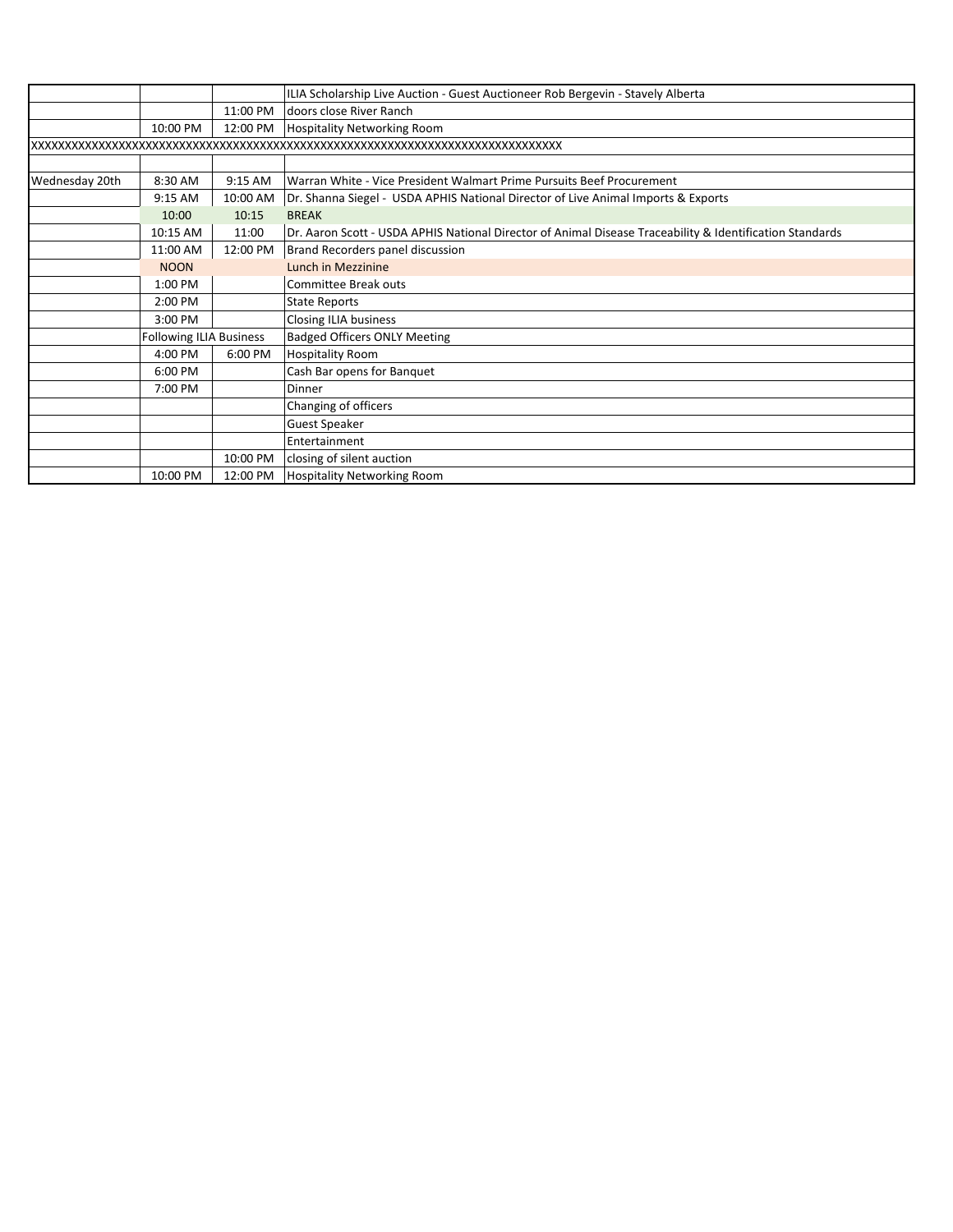| | | | |
|---|---|---|---|
| | | | ILIA Scholarship Live Auction - Guest Auctioneer Rob Bergevin - Stavely Alberta |
| | | 11:00 PM | doors close River Ranch |
| | 10:00 PM | 12:00 PM | Hospitality Networking Room |
| XXXXXXXXXXXXXXXXXXXXXXXXXXXXXXXXXXXXXXXXXXXXXXXXXXXXXXXXXXXXXXXXXXXXXXXXXXXXX | | | |
| | | | |
| Wednesday 20th | 8:30 AM | 9:15 AM | Warran White - Vice President Walmart Prime Pursuits Beef Procurement |
| | 9:15 AM | 10:00 AM | Dr. Shanna Siegel - USDA APHIS National Director of Live Animal Imports & Exports |
| | 10:00 | 10:15 | BREAK |
| | 10:15 AM | 11:00 | Dr. Aaron Scott - USDA APHIS National Director of Animal Disease Traceability & Identification Standards |
| | 11:00 AM | 12:00 PM | Brand Recorders panel discussion |
| | NOON | | Lunch in Mezzinine |
| | 1:00 PM | | Committee Break outs |
| | 2:00 PM | | State Reports |
| | 3:00 PM | | Closing ILIA business |
| | Following ILIA Business | | Badged Officers ONLY Meeting |
| | 4:00 PM | 6:00 PM | Hospitality Room |
| | 6:00 PM | | Cash Bar opens for Banquet |
| | 7:00 PM | | Dinner |
| | | | Changing of officers |
| | | | Guest Speaker |
| | | | Entertainment |
| | | 10:00 PM | closing of silent auction |
| | 10:00 PM | 12:00 PM | Hospitality Networking Room |